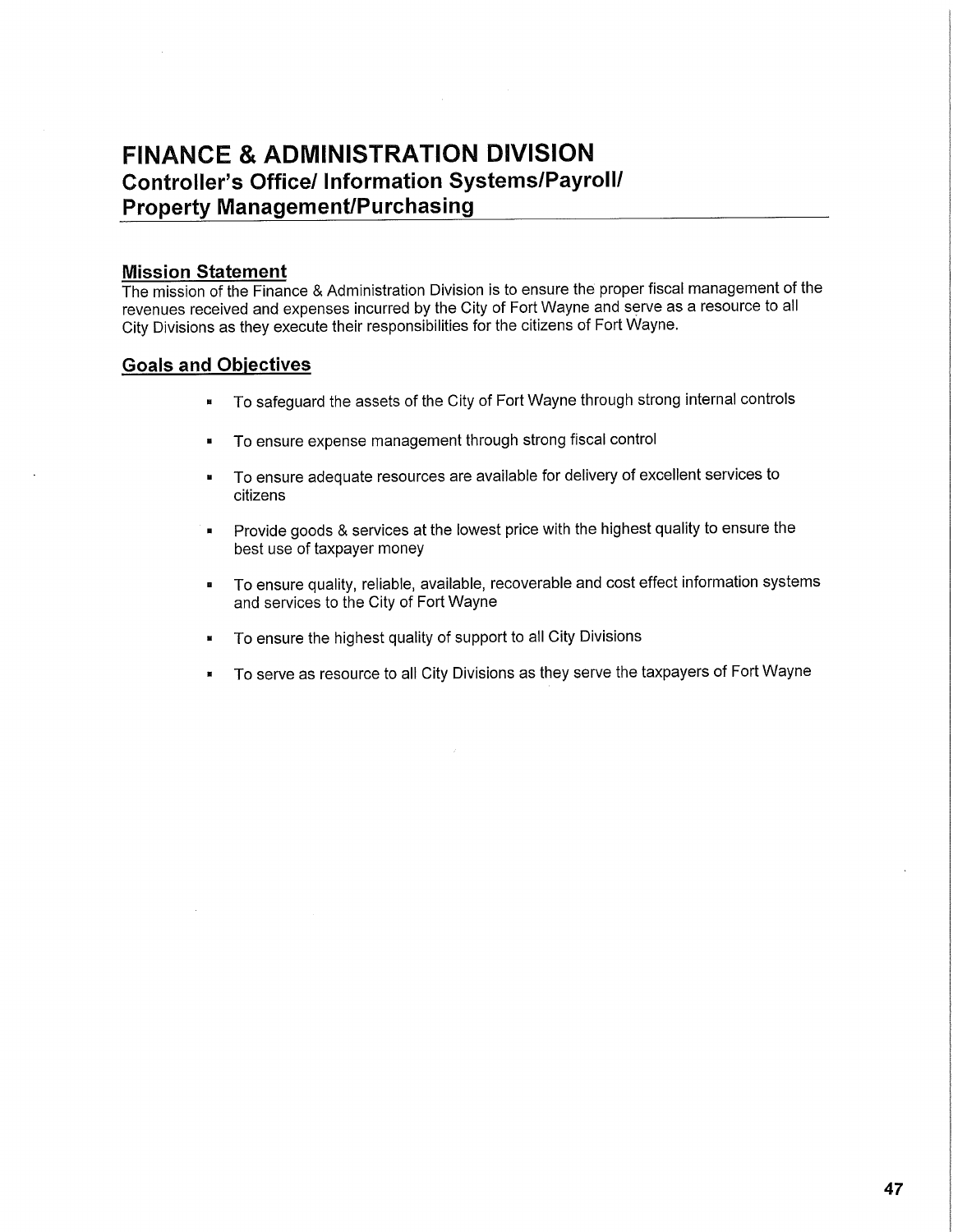# FINANCE & ADMINISTRATION DIVISION

## Controller's Office/ Information Systems/Payroll/ Property Management/Purchasing

### Mission Statement

The mission of the Finance & Administration Division is to ensure the proper fiscal management of the revenues received and expenses incurred by the City of Fort Wayne and serve as a resource to all City Divisions as they execute their responsibilities for the citizens of Fort Wayne.

### Goals and Objectives

- To safeguard the assets of the City of Fort Wayne through strong internal controls
- To ensure expense management through strong fiscal control
- To ensure adequate resources are available for delivery of excellent services to citizens
- Provide goods & services at the lowest price with the highest quality to ensure the best use of taxpayer money
- To ensure quality, reliable, available, recoverable and cost effect information systems and services to the City of Fort Wayne
- To ensure the highest quality of support to all City Divisions
- To serve as resource to all City Divisions as they serve the taxpayers of Fort Wayne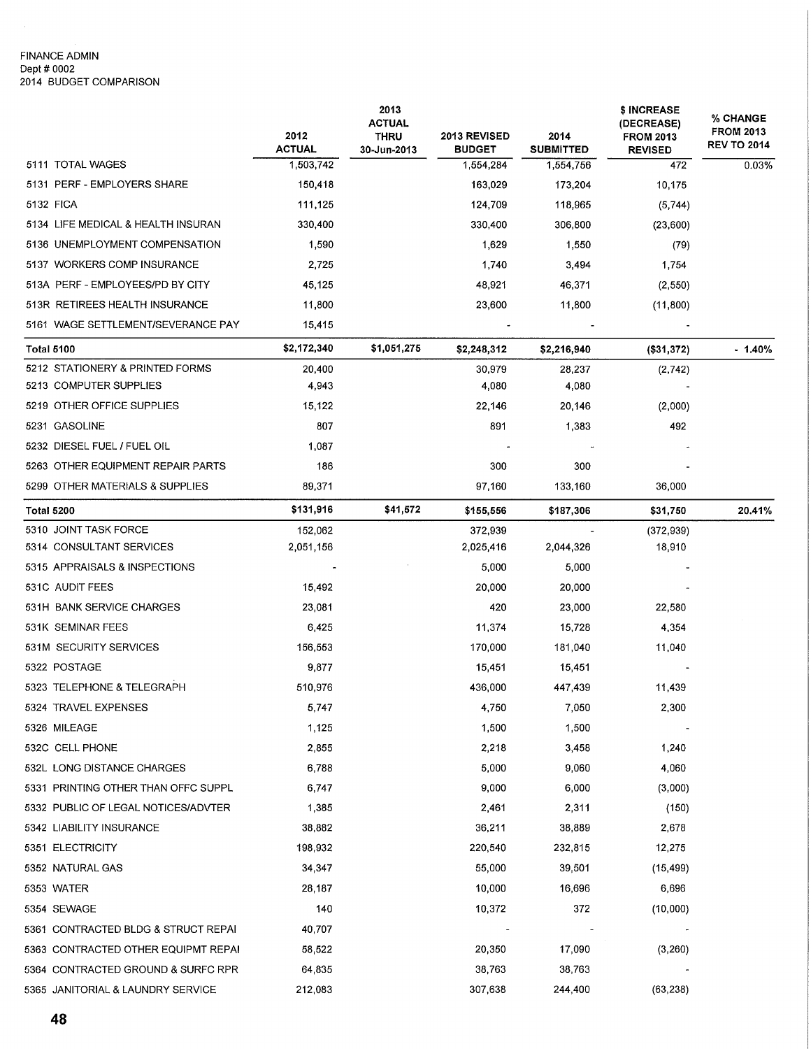FINANCE ADMIN
Dept # 0002
2014 BUDGET COMPARISON

| | 2012 ACTUAL | 2013 ACTUAL THRU 30-Jun-2013 | 2013 REVISED BUDGET | 2014 SUBMITTED | $ INCREASE (DECREASE) FROM 2013 REVISED | % CHANGE FROM 2013 REV TO 2014 |
|---|---|---|---|---|---|---|
| 5111 TOTAL WAGES | 1,503,742 | | 1,554,284 | 1,554,756 | 472 | 0.03% |
| 5131 PERF - EMPLOYERS SHARE | 150,418 | | 163,029 | 173,204 | 10,175 | |
| 5132 FICA | 111,125 | | 124,709 | 118,965 | (5,744) | |
| 5134 LIFE MEDICAL & HEALTH INSURAN | 330,400 | | 330,400 | 306,800 | (23,600) | |
| 5136 UNEMPLOYMENT COMPENSATION | 1,590 | | 1,629 | 1,550 | (79) | |
| 5137 WORKERS COMP INSURANCE | 2,725 | | 1,740 | 3,494 | 1,754 | |
| 513A PERF - EMPLOYEES/PD BY CITY | 45,125 | | 48,921 | 46,371 | (2,550) | |
| 513R RETIREES HEALTH INSURANCE | 11,800 | | 23,600 | 11,800 | (11,800) | |
| 5161 WAGE SETTLEMENT/SEVERANCE PAY | 15,415 | | - | - | - | |
| **Total 5100** | **$2,172,340** | **$1,051,275** | **$2,248,312** | **$2,216,940** | **($31,372)** | **- 1.40%** |
| 5212 STATIONERY & PRINTED FORMS | 20,400 | | 30,979 | 28,237 | (2,742) | |
| 5213 COMPUTER SUPPLIES | 4,943 | | 4,080 | 4,080 | - | |
| 5219 OTHER OFFICE SUPPLIES | 15,122 | | 22,146 | 20,146 | (2,000) | |
| 5231 GASOLINE | 807 | | 891 | 1,383 | 492 | |
| 5232 DIESEL FUEL / FUEL OIL | 1,087 | | - | - | - | |
| 5263 OTHER EQUIPMENT REPAIR PARTS | 186 | | 300 | 300 | - | |
| 5299 OTHER MATERIALS & SUPPLIES | 89,371 | | 97,160 | 133,160 | 36,000 | |
| **Total 5200** | **$131,916** | **$41,572** | **$155,556** | **$187,306** | **$31,750** | **20.41%** |
| 5310 JOINT TASK FORCE | 152,062 | | 372,939 | - | (372,939) | |
| 5314 CONSULTANT SERVICES | 2,051,156 | | 2,025,416 | 2,044,326 | 18,910 | |
| 5315 APPRAISALS & INSPECTIONS | - | | 5,000 | 5,000 | - | |
| 531C AUDIT FEES | 15,492 | | 20,000 | 20,000 | - | |
| 531H BANK SERVICE CHARGES | 23,081 | | 420 | 23,000 | 22,580 | |
| 531K SEMINAR FEES | 6,425 | | 11,374 | 15,728 | 4,354 | |
| 531M SECURITY SERVICES | 156,553 | | 170,000 | 181,040 | 11,040 | |
| 5322 POSTAGE | 9,877 | | 15,451 | 15,451 | - | |
| 5323 TELEPHONE & TELEGRAPH | 510,976 | | 436,000 | 447,439 | 11,439 | |
| 5324 TRAVEL EXPENSES | 5,747 | | 4,750 | 7,050 | 2,300 | |
| 5326 MILEAGE | 1,125 | | 1,500 | 1,500 | - | |
| 532C CELL PHONE | 2,855 | | 2,218 | 3,458 | 1,240 | |
| 532L LONG DISTANCE CHARGES | 6,788 | | 5,000 | 9,060 | 4,060 | |
| 5331 PRINTING OTHER THAN OFFC SUPPL | 6,747 | | 9,000 | 6,000 | (3,000) | |
| 5332 PUBLIC OF LEGAL NOTICES/ADVTER | 1,385 | | 2,461 | 2,311 | (150) | |
| 5342 LIABILITY INSURANCE | 38,882 | | 36,211 | 38,889 | 2,678 | |
| 5351 ELECTRICITY | 198,932 | | 220,540 | 232,815 | 12,275 | |
| 5352 NATURAL GAS | 34,347 | | 55,000 | 39,501 | (15,499) | |
| 5353 WATER | 28,187 | | 10,000 | 16,696 | 6,696 | |
| 5354 SEWAGE | 140 | | 10,372 | 372 | (10,000) | |
| 5361 CONTRACTED BLDG & STRUCT REPAI | 40,707 | | - | - | - | |
| 5363 CONTRACTED OTHER EQUIPMT REPAI | 58,522 | | 20,350 | 17,090 | (3,260) | |
| 5364 CONTRACTED GROUND & SURFC RPR | 64,835 | | 38,763 | 38,763 | - | |
| 5365 JANITORIAL & LAUNDRY SERVICE | 212,083 | | 307,638 | 244,400 | (63,238) | |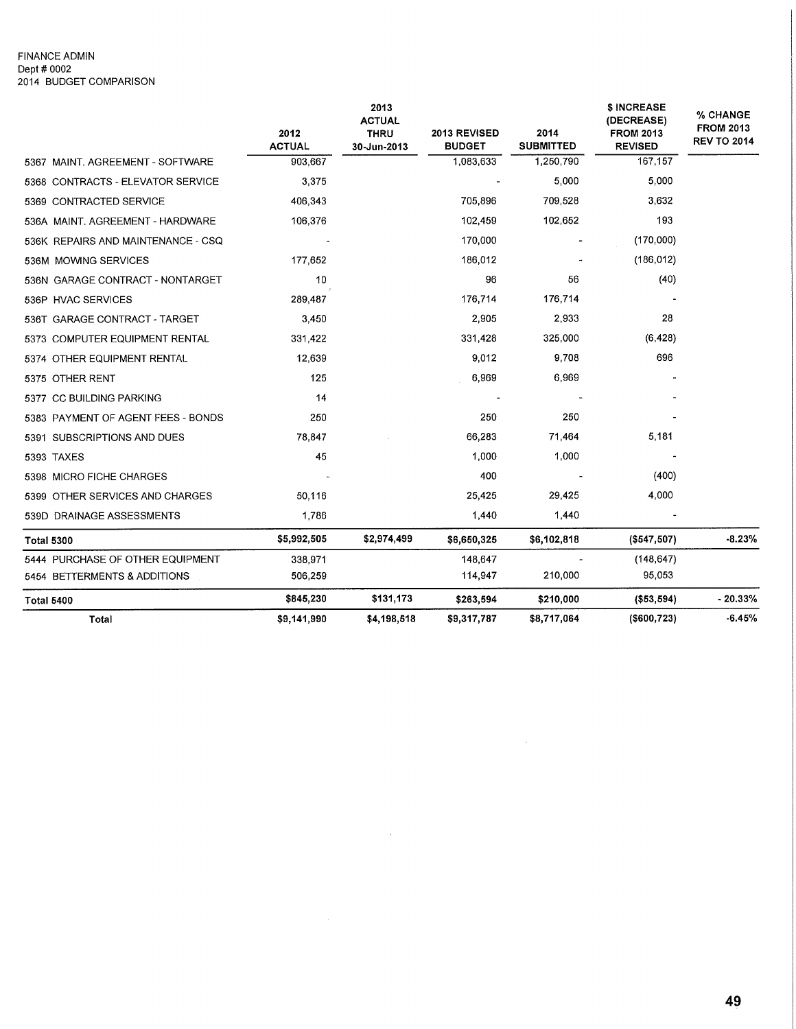FINANCE ADMIN
Dept # 0002
2014 BUDGET COMPARISON

| | 2012 ACTUAL | 2013 ACTUAL THRU 30-Jun-2013 | 2013 REVISED BUDGET | 2014 SUBMITTED | $ INCREASE (DECREASE) FROM 2013 REVISED | % CHANGE FROM 2013 REV TO 2014 |
|---|---|---|---|---|---|---|
| 5367 MAINT. AGREEMENT - SOFTWARE | 903,667 | | 1,083,633 | 1,250,790 | 167,157 | |
| 5368 CONTRACTS - ELEVATOR SERVICE | 3,375 | | - | 5,000 | 5,000 | |
| 5369 CONTRACTED SERVICE | 406,343 | | 705,896 | 709,528 | 3,632 | |
| 536A MAINT. AGREEMENT - HARDWARE | 106,376 | | 102,459 | 102,652 | 193 | |
| 536K REPAIRS AND MAINTENANCE - CSQ | - | | 170,000 | - | (170,000) | |
| 536M MOWING SERVICES | 177,652 | | 186,012 | - | (186,012) | |
| 536N GARAGE CONTRACT - NONTARGET | 10 | | 96 | 56 | (40) | |
| 536P HVAC SERVICES | 289,487 | | 176,714 | 176,714 | - | |
| 536T GARAGE CONTRACT - TARGET | 3,450 | | 2,905 | 2,933 | 28 | |
| 5373 COMPUTER EQUIPMENT RENTAL | 331,422 | | 331,428 | 325,000 | (6,428) | |
| 5374 OTHER EQUIPMENT RENTAL | 12,639 | | 9,012 | 9,708 | 696 | |
| 5375 OTHER RENT | 125 | | 6,969 | 6,969 | - | |
| 5377 CC BUILDING PARKING | 14 | | - | - | - | |
| 5383 PAYMENT OF AGENT FEES - BONDS | 250 | | 250 | 250 | - | |
| 5391 SUBSCRIPTIONS AND DUES | 78,847 | | 66,283 | 71,464 | 5,181 | |
| 5393 TAXES | 45 | | 1,000 | 1,000 | - | |
| 5398 MICRO FICHE CHARGES | - | | 400 | - | (400) | |
| 5399 OTHER SERVICES AND CHARGES | 50,116 | | 25,425 | 29,425 | 4,000 | |
| 539D DRAINAGE ASSESSMENTS | 1,786 | | 1,440 | 1,440 | - | |
| **Total 5300** | **$5,992,505** | **$2,974,499** | **$6,650,325** | **$6,102,818** | **($547,507)** | **-8.23%** |
| 5444 PURCHASE OF OTHER EQUIPMENT | 338,971 | | 148,647 | - | (148,647) | |
| 5454 BETTERMENTS & ADDITIONS | 506,259 | | 114,947 | 210,000 | 95,053 | |
| **Total 5400** | **$845,230** | **$131,173** | **$263,594** | **$210,000** | **($53,594)** | **- 20.33%** |
| **Total** | **$9,141,990** | **$4,198,518** | **$9,317,787** | **$8,717,064** | **($600,723)** | **-6.45%** |